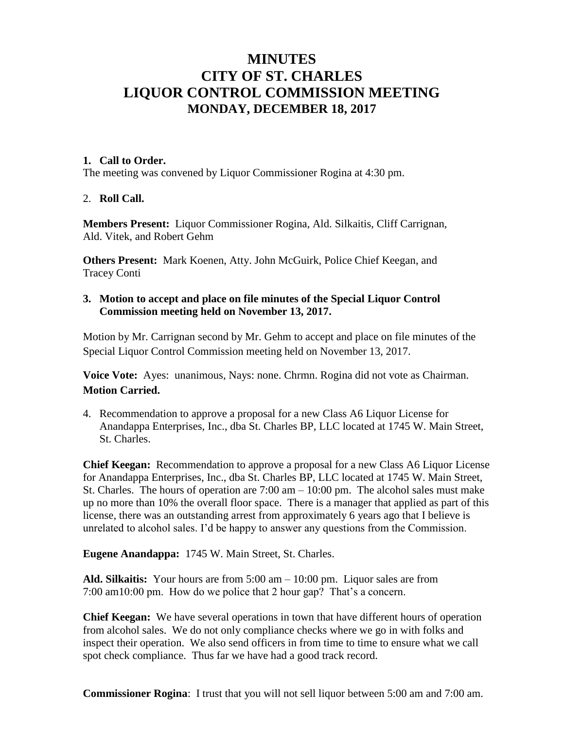# MINUTES
# CITY OF ST. CHARLES
# LIQUOR CONTROL COMMISSION MEETING
## MONDAY, DECEMBER 18, 2017

**1. Call to Order.**

The meeting was convened by Liquor Commissioner Rogina at 4:30 pm.

2. **Roll Call.**

**Members Present:** Liquor Commissioner Rogina, Ald. Silkaitis, Cliff Carrignan, Ald. Vitek, and Robert Gehm

**Others Present:** Mark Koenen, Atty. John McGuirk, Police Chief Keegan, and Tracey Conti

**3. Motion to accept and place on file minutes of the Special Liquor Control Commission meeting held on November 13, 2017.**

Motion by Mr. Carrignan second by Mr. Gehm to accept and place on file minutes of the Special Liquor Control Commission meeting held on November 13, 2017.

**Voice Vote:** Ayes: unanimous, Nays: none. Chrmn. Rogina did not vote as Chairman. **Motion Carried.**

4. Recommendation to approve a proposal for a new Class A6 Liquor License for Anandappa Enterprises, Inc., dba St. Charles BP, LLC located at 1745 W. Main Street, St. Charles.

**Chief Keegan:** Recommendation to approve a proposal for a new Class A6 Liquor License for Anandappa Enterprises, Inc., dba St. Charles BP, LLC located at 1745 W. Main Street, St. Charles. The hours of operation are 7:00 am – 10:00 pm. The alcohol sales must make up no more than 10% the overall floor space. There is a manager that applied as part of this license, there was an outstanding arrest from approximately 6 years ago that I believe is unrelated to alcohol sales. I'd be happy to answer any questions from the Commission.

**Eugene Anandappa:** 1745 W. Main Street, St. Charles.

**Ald. Silkaitis:** Your hours are from 5:00 am – 10:00 pm. Liquor sales are from 7:00 am10:00 pm. How do we police that 2 hour gap? That's a concern.

**Chief Keegan:** We have several operations in town that have different hours of operation from alcohol sales. We do not only compliance checks where we go in with folks and inspect their operation. We also send officers in from time to time to ensure what we call spot check compliance. Thus far we have had a good track record.

**Commissioner Rogina**: I trust that you will not sell liquor between 5:00 am and 7:00 am.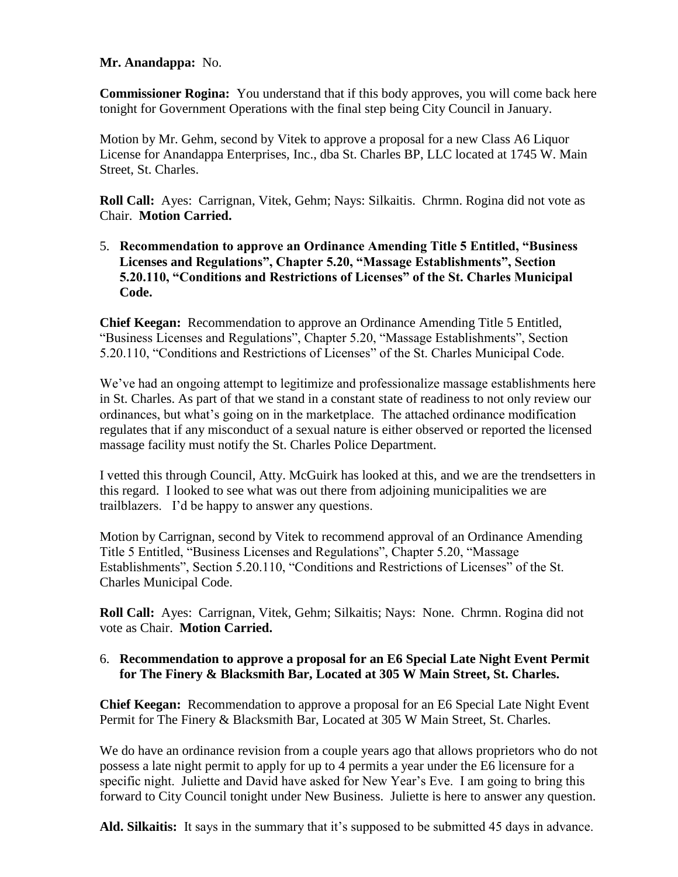**Mr. Anandappa:** No.

**Commissioner Rogina:** You understand that if this body approves, you will come back here tonight for Government Operations with the final step being City Council in January.

Motion by Mr. Gehm, second by Vitek to approve a proposal for a new Class A6 Liquor License for Anandappa Enterprises, Inc., dba St. Charles BP, LLC located at 1745 W. Main Street, St. Charles.

**Roll Call:** Ayes: Carrignan, Vitek, Gehm; Nays: Silkaitis. Chrmn. Rogina did not vote as Chair. **Motion Carried.**

5. **Recommendation to approve an Ordinance Amending Title 5 Entitled, "Business Licenses and Regulations", Chapter 5.20, "Massage Establishments", Section 5.20.110, "Conditions and Restrictions of Licenses" of the St. Charles Municipal Code.**

**Chief Keegan:** Recommendation to approve an Ordinance Amending Title 5 Entitled, "Business Licenses and Regulations", Chapter 5.20, "Massage Establishments", Section 5.20.110, "Conditions and Restrictions of Licenses" of the St. Charles Municipal Code.

We've had an ongoing attempt to legitimize and professionalize massage establishments here in St. Charles. As part of that we stand in a constant state of readiness to not only review our ordinances, but what's going on in the marketplace. The attached ordinance modification regulates that if any misconduct of a sexual nature is either observed or reported the licensed massage facility must notify the St. Charles Police Department.

I vetted this through Council, Atty. McGuirk has looked at this, and we are the trendsetters in this regard. I looked to see what was out there from adjoining municipalities we are trailblazers. I'd be happy to answer any questions.

Motion by Carrignan, second by Vitek to recommend approval of an Ordinance Amending Title 5 Entitled, "Business Licenses and Regulations", Chapter 5.20, "Massage Establishments", Section 5.20.110, "Conditions and Restrictions of Licenses" of the St. Charles Municipal Code.

**Roll Call:** Ayes: Carrignan, Vitek, Gehm; Silkaitis; Nays: None. Chrmn. Rogina did not vote as Chair. **Motion Carried.**

6. **Recommendation to approve a proposal for an E6 Special Late Night Event Permit for The Finery & Blacksmith Bar, Located at 305 W Main Street, St. Charles.**

**Chief Keegan:** Recommendation to approve a proposal for an E6 Special Late Night Event Permit for The Finery & Blacksmith Bar, Located at 305 W Main Street, St. Charles.

We do have an ordinance revision from a couple years ago that allows proprietors who do not possess a late night permit to apply for up to 4 permits a year under the E6 licensure for a specific night. Juliette and David have asked for New Year's Eve. I am going to bring this forward to City Council tonight under New Business. Juliette is here to answer any question.

**Ald. Silkaitis:** It says in the summary that it's supposed to be submitted 45 days in advance.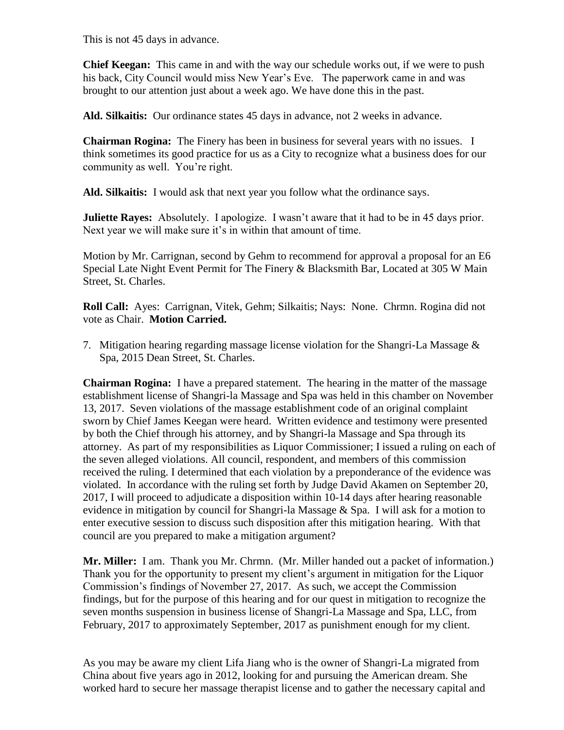This is not 45 days in advance.

**Chief Keegan:** This came in and with the way our schedule works out, if we were to push his back, City Council would miss New Year's Eve. The paperwork came in and was brought to our attention just about a week ago. We have done this in the past.

**Ald. Silkaitis:** Our ordinance states 45 days in advance, not 2 weeks in advance.

**Chairman Rogina:** The Finery has been in business for several years with no issues. I think sometimes its good practice for us as a City to recognize what a business does for our community as well. You're right.

**Ald. Silkaitis:** I would ask that next year you follow what the ordinance says.

**Juliette Rayes:** Absolutely. I apologize. I wasn't aware that it had to be in 45 days prior. Next year we will make sure it's in within that amount of time.

Motion by Mr. Carrignan, second by Gehm to recommend for approval a proposal for an E6 Special Late Night Event Permit for The Finery & Blacksmith Bar, Located at 305 W Main Street, St. Charles.

**Roll Call:** Ayes: Carrignan, Vitek, Gehm; Silkaitis; Nays: None. Chrmn. Rogina did not vote as Chair. **Motion Carried.**

7. Mitigation hearing regarding massage license violation for the Shangri-La Massage & Spa, 2015 Dean Street, St. Charles.

**Chairman Rogina:** I have a prepared statement. The hearing in the matter of the massage establishment license of Shangri-la Massage and Spa was held in this chamber on November 13, 2017. Seven violations of the massage establishment code of an original complaint sworn by Chief James Keegan were heard. Written evidence and testimony were presented by both the Chief through his attorney, and by Shangri-la Massage and Spa through its attorney. As part of my responsibilities as Liquor Commissioner; I issued a ruling on each of the seven alleged violations. All council, respondent, and members of this commission received the ruling. I determined that each violation by a preponderance of the evidence was violated. In accordance with the ruling set forth by Judge David Akamen on September 20, 2017, I will proceed to adjudicate a disposition within 10-14 days after hearing reasonable evidence in mitigation by council for Shangri-la Massage & Spa. I will ask for a motion to enter executive session to discuss such disposition after this mitigation hearing. With that council are you prepared to make a mitigation argument?

**Mr. Miller:** I am. Thank you Mr. Chrmn. (Mr. Miller handed out a packet of information.) Thank you for the opportunity to present my client's argument in mitigation for the Liquor Commission's findings of November 27, 2017. As such, we accept the Commission findings, but for the purpose of this hearing and for our quest in mitigation to recognize the seven months suspension in business license of Shangri-La Massage and Spa, LLC, from February, 2017 to approximately September, 2017 as punishment enough for my client.

As you may be aware my client Lifa Jiang who is the owner of Shangri-La migrated from China about five years ago in 2012, looking for and pursuing the American dream. She worked hard to secure her massage therapist license and to gather the necessary capital and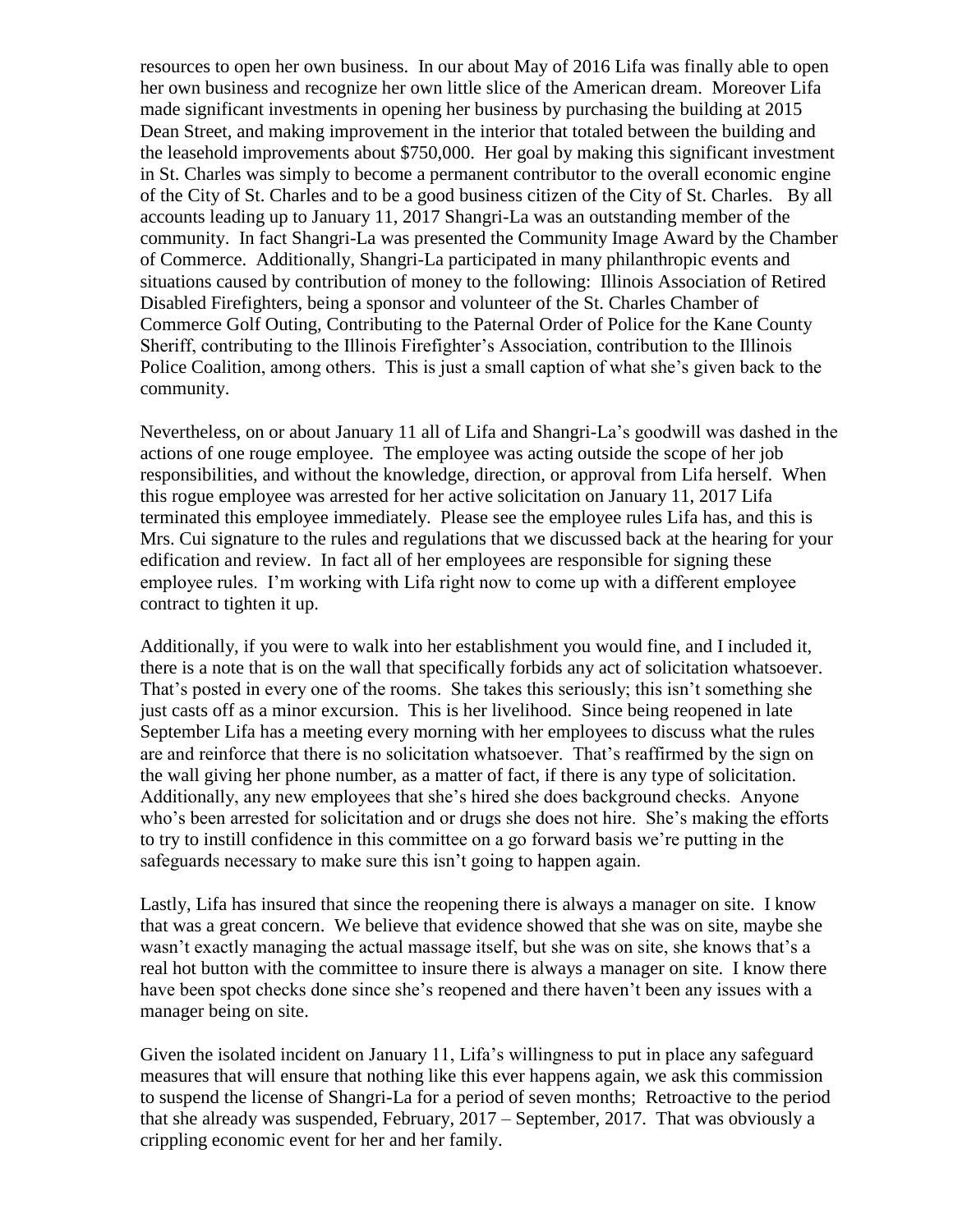resources to open her own business. In our about May of 2016 Lifa was finally able to open her own business and recognize her own little slice of the American dream. Moreover Lifa made significant investments in opening her business by purchasing the building at 2015 Dean Street, and making improvement in the interior that totaled between the building and the leasehold improvements about $750,000. Her goal by making this significant investment in St. Charles was simply to become a permanent contributor to the overall economic engine of the City of St. Charles and to be a good business citizen of the City of St. Charles. By all accounts leading up to January 11, 2017 Shangri-La was an outstanding member of the community. In fact Shangri-La was presented the Community Image Award by the Chamber of Commerce. Additionally, Shangri-La participated in many philanthropic events and situations caused by contribution of money to the following: Illinois Association of Retired Disabled Firefighters, being a sponsor and volunteer of the St. Charles Chamber of Commerce Golf Outing, Contributing to the Paternal Order of Police for the Kane County Sheriff, contributing to the Illinois Firefighter's Association, contribution to the Illinois Police Coalition, among others. This is just a small caption of what she's given back to the community.

Nevertheless, on or about January 11 all of Lifa and Shangri-La's goodwill was dashed in the actions of one rouge employee. The employee was acting outside the scope of her job responsibilities, and without the knowledge, direction, or approval from Lifa herself. When this rogue employee was arrested for her active solicitation on January 11, 2017 Lifa terminated this employee immediately. Please see the employee rules Lifa has, and this is Mrs. Cui signature to the rules and regulations that we discussed back at the hearing for your edification and review. In fact all of her employees are responsible for signing these employee rules. I'm working with Lifa right now to come up with a different employee contract to tighten it up.

Additionally, if you were to walk into her establishment you would fine, and I included it, there is a note that is on the wall that specifically forbids any act of solicitation whatsoever. That's posted in every one of the rooms. She takes this seriously; this isn't something she just casts off as a minor excursion. This is her livelihood. Since being reopened in late September Lifa has a meeting every morning with her employees to discuss what the rules are and reinforce that there is no solicitation whatsoever. That's reaffirmed by the sign on the wall giving her phone number, as a matter of fact, if there is any type of solicitation. Additionally, any new employees that she's hired she does background checks. Anyone who's been arrested for solicitation and or drugs she does not hire. She's making the efforts to try to instill confidence in this committee on a go forward basis we're putting in the safeguards necessary to make sure this isn't going to happen again.

Lastly, Lifa has insured that since the reopening there is always a manager on site. I know that was a great concern. We believe that evidence showed that she was on site, maybe she wasn't exactly managing the actual massage itself, but she was on site, she knows that's a real hot button with the committee to insure there is always a manager on site. I know there have been spot checks done since she's reopened and there haven't been any issues with a manager being on site.

Given the isolated incident on January 11, Lifa's willingness to put in place any safeguard measures that will ensure that nothing like this ever happens again, we ask this commission to suspend the license of Shangri-La for a period of seven months; Retroactive to the period that she already was suspended, February, 2017 – September, 2017. That was obviously a crippling economic event for her and her family.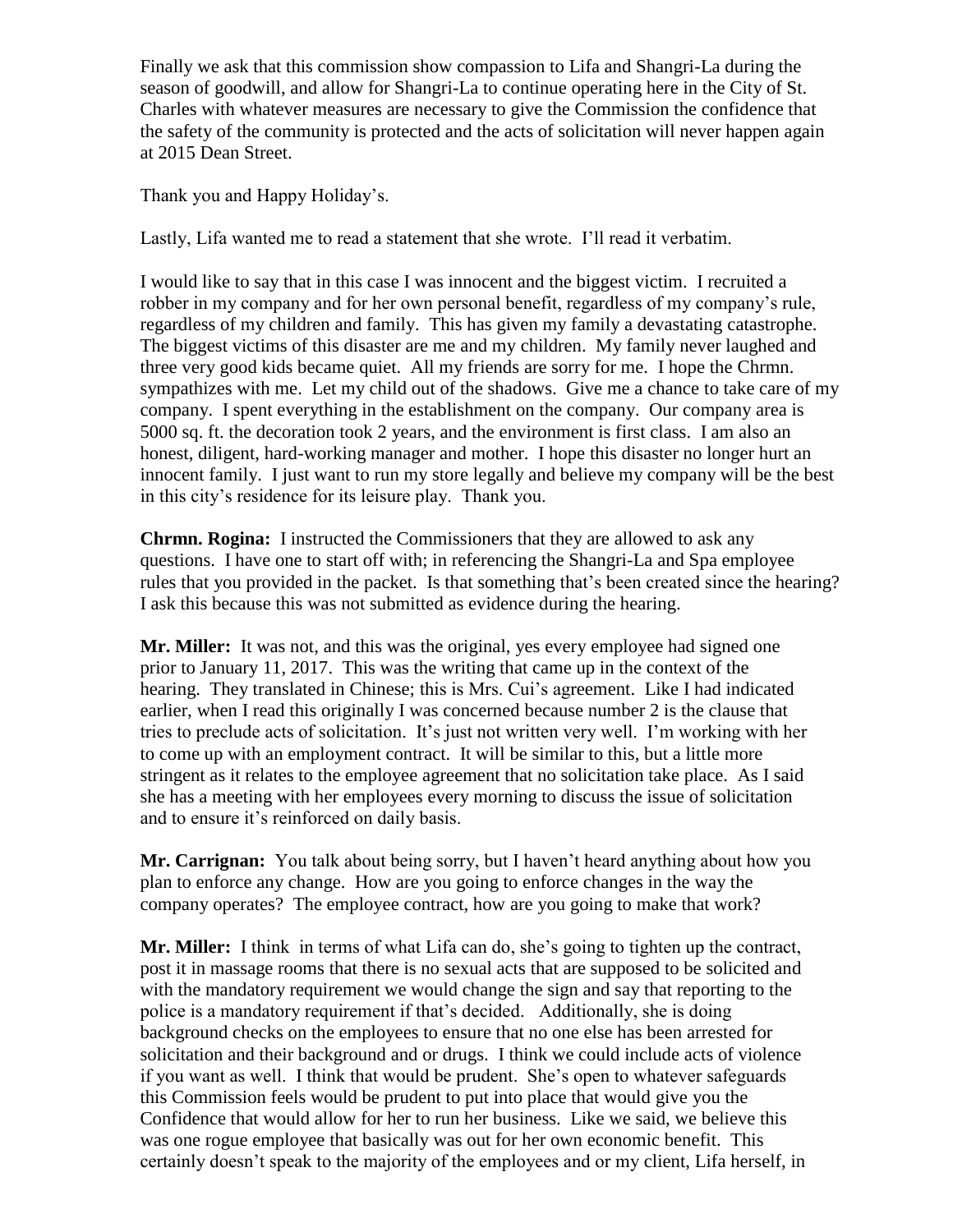Finally we ask that this commission show compassion to Lifa and Shangri-La during the season of goodwill, and allow for Shangri-La to continue operating here in the City of St. Charles with whatever measures are necessary to give the Commission the confidence that the safety of the community is protected and the acts of solicitation will never happen again at 2015 Dean Street.

Thank you and Happy Holiday's.

Lastly, Lifa wanted me to read a statement that she wrote. I'll read it verbatim.

I would like to say that in this case I was innocent and the biggest victim. I recruited a robber in my company and for her own personal benefit, regardless of my company's rule, regardless of my children and family. This has given my family a devastating catastrophe. The biggest victims of this disaster are me and my children. My family never laughed and three very good kids became quiet. All my friends are sorry for me. I hope the Chrmn. sympathizes with me. Let my child out of the shadows. Give me a chance to take care of my company. I spent everything in the establishment on the company. Our company area is 5000 sq. ft. the decoration took 2 years, and the environment is first class. I am also an honest, diligent, hard-working manager and mother. I hope this disaster no longer hurt an innocent family. I just want to run my store legally and believe my company will be the best in this city's residence for its leisure play. Thank you.

**Chrmn. Rogina:** I instructed the Commissioners that they are allowed to ask any questions. I have one to start off with; in referencing the Shangri-La and Spa employee rules that you provided in the packet. Is that something that's been created since the hearing? I ask this because this was not submitted as evidence during the hearing.

**Mr. Miller:** It was not, and this was the original, yes every employee had signed one prior to January 11, 2017. This was the writing that came up in the context of the hearing. They translated in Chinese; this is Mrs. Cui's agreement. Like I had indicated earlier, when I read this originally I was concerned because number 2 is the clause that tries to preclude acts of solicitation. It's just not written very well. I'm working with her to come up with an employment contract. It will be similar to this, but a little more stringent as it relates to the employee agreement that no solicitation take place. As I said she has a meeting with her employees every morning to discuss the issue of solicitation and to ensure it's reinforced on daily basis.

**Mr. Carrignan:** You talk about being sorry, but I haven't heard anything about how you plan to enforce any change. How are you going to enforce changes in the way the company operates? The employee contract, how are you going to make that work?

**Mr. Miller:** I think in terms of what Lifa can do, she's going to tighten up the contract, post it in massage rooms that there is no sexual acts that are supposed to be solicited and with the mandatory requirement we would change the sign and say that reporting to the police is a mandatory requirement if that's decided. Additionally, she is doing background checks on the employees to ensure that no one else has been arrested for solicitation and their background and or drugs. I think we could include acts of violence if you want as well. I think that would be prudent. She's open to whatever safeguards this Commission feels would be prudent to put into place that would give you the Confidence that would allow for her to run her business. Like we said, we believe this was one rogue employee that basically was out for her own economic benefit. This certainly doesn't speak to the majority of the employees and or my client, Lifa herself, in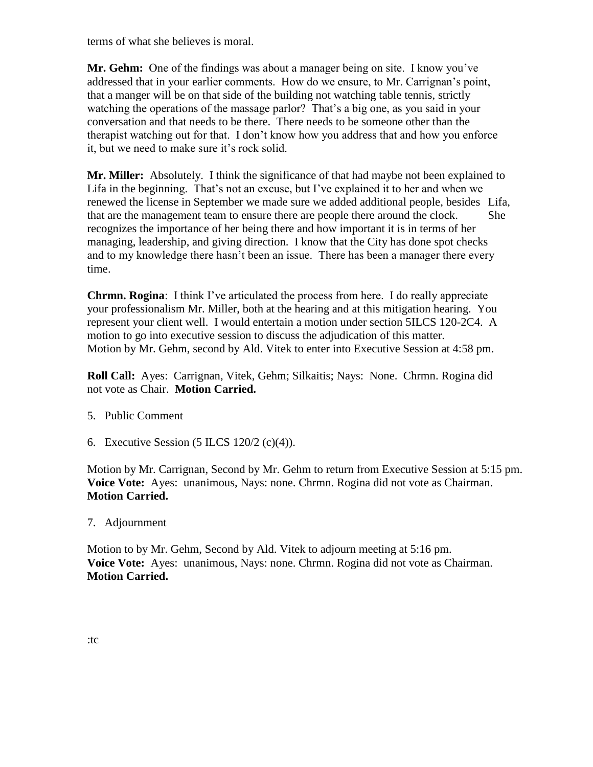terms of what she believes is moral.

**Mr. Gehm:** One of the findings was about a manager being on site. I know you've addressed that in your earlier comments. How do we ensure, to Mr. Carrignan's point, that a manger will be on that side of the building not watching table tennis, strictly watching the operations of the massage parlor? That's a big one, as you said in your conversation and that needs to be there. There needs to be someone other than the therapist watching out for that. I don't know how you address that and how you enforce it, but we need to make sure it's rock solid.

**Mr. Miller:** Absolutely. I think the significance of that had maybe not been explained to Lifa in the beginning. That's not an excuse, but I've explained it to her and when we renewed the license in September we made sure we added additional people, besides Lifa, that are the management team to ensure there are people there around the clock. She recognizes the importance of her being there and how important it is in terms of her managing, leadership, and giving direction. I know that the City has done spot checks and to my knowledge there hasn't been an issue. There has been a manager there every time.

**Chrmn. Rogina**: I think I've articulated the process from here. I do really appreciate your professionalism Mr. Miller, both at the hearing and at this mitigation hearing. You represent your client well. I would entertain a motion under section 5ILCS 120-2C4. A motion to go into executive session to discuss the adjudication of this matter.
Motion by Mr. Gehm, second by Ald. Vitek to enter into Executive Session at 4:58 pm.

**Roll Call:** Ayes: Carrignan, Vitek, Gehm; Silkaitis; Nays: None. Chrmn. Rogina did not vote as Chair. **Motion Carried.**

5. Public Comment

6. Executive Session (5 ILCS 120/2 (c)(4)).

Motion by Mr. Carrignan, Second by Mr. Gehm to return from Executive Session at 5:15 pm.
**Voice Vote:** Ayes: unanimous, Nays: none. Chrmn. Rogina did not vote as Chairman.
**Motion Carried.**

7. Adjournment

Motion to by Mr. Gehm, Second by Ald. Vitek to adjourn meeting at 5:16 pm.
**Voice Vote:** Ayes: unanimous, Nays: none. Chrmn. Rogina did not vote as Chairman.
**Motion Carried.**

:tc